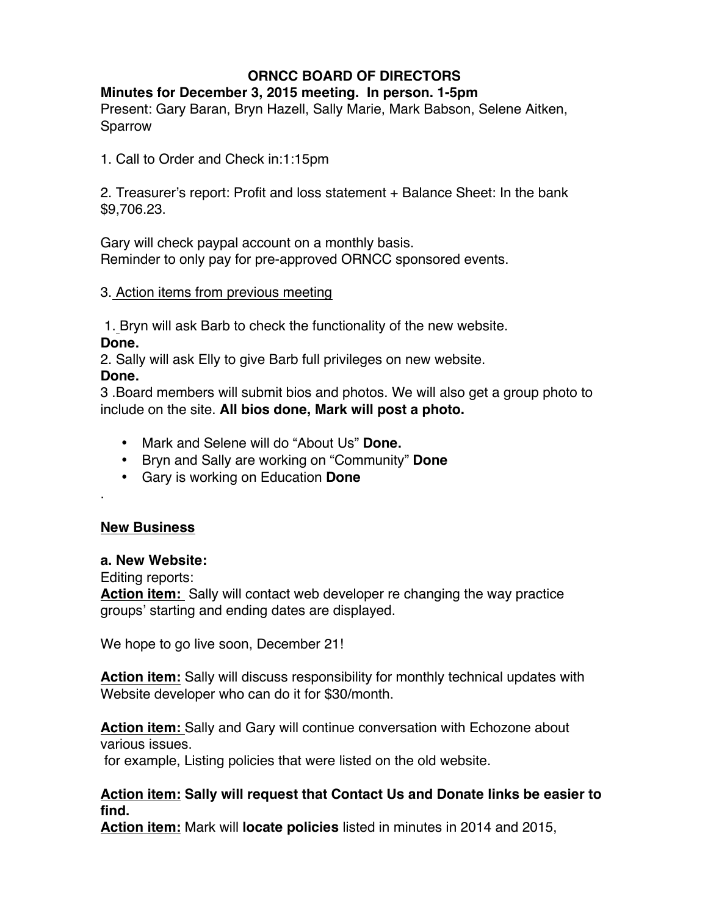# ORNCC BOARD OF DIRECTORS

**Minutes for December 3, 2015 meeting. In person. 1-5pm**

Present: Gary Baran, Bryn Hazell, Sally Marie, Mark Babson, Selene Aitken, Sparrow

1. Call to Order and Check in:1:15pm

2. Treasurer's report: Profit and loss statement + Balance Sheet: In the bank $9,706.23.

Gary will check paypal account on a monthly basis.
Reminder to only pay for pre-approved ORNCC sponsored events.

3. <u>Action items from previous meeting</u>

1. Bryn will ask Barb to check the functionality of the new website.
**Done.**
2. Sally will ask Elly to give Barb full privileges on new website.
**Done.**
3. Board members will submit bios and photos. We will also get a group photo to include on the site. **All bios done, Mark will post a photo.**

- Mark and Selene will do "About Us" **Done.**
- Bryn and Sally are working on "Community" **Done**
- Gary is working on Education **Done**

.

## <u>New Business</u>

**a. New Website:**

Editing reports:

**<u>Action item:</u>** Sally will contact web developer re changing the way practice groups' starting and ending dates are displayed.

We hope to go live soon, December 21!

**<u>Action item:</u>** Sally will discuss responsibility for monthly technical updates with Website developer who can do it for $30/month.

**<u>Action item:</u>** Sally and Gary will continue conversation with Echozone about various issues.
for example, Listing policies that were listed on the old website.

**<u>Action item:</u> Sally will request that Contact Us and Donate links be easier to find.**

**<u>Action item:</u>** Mark will **locate policies** listed in minutes in 2014 and 2015,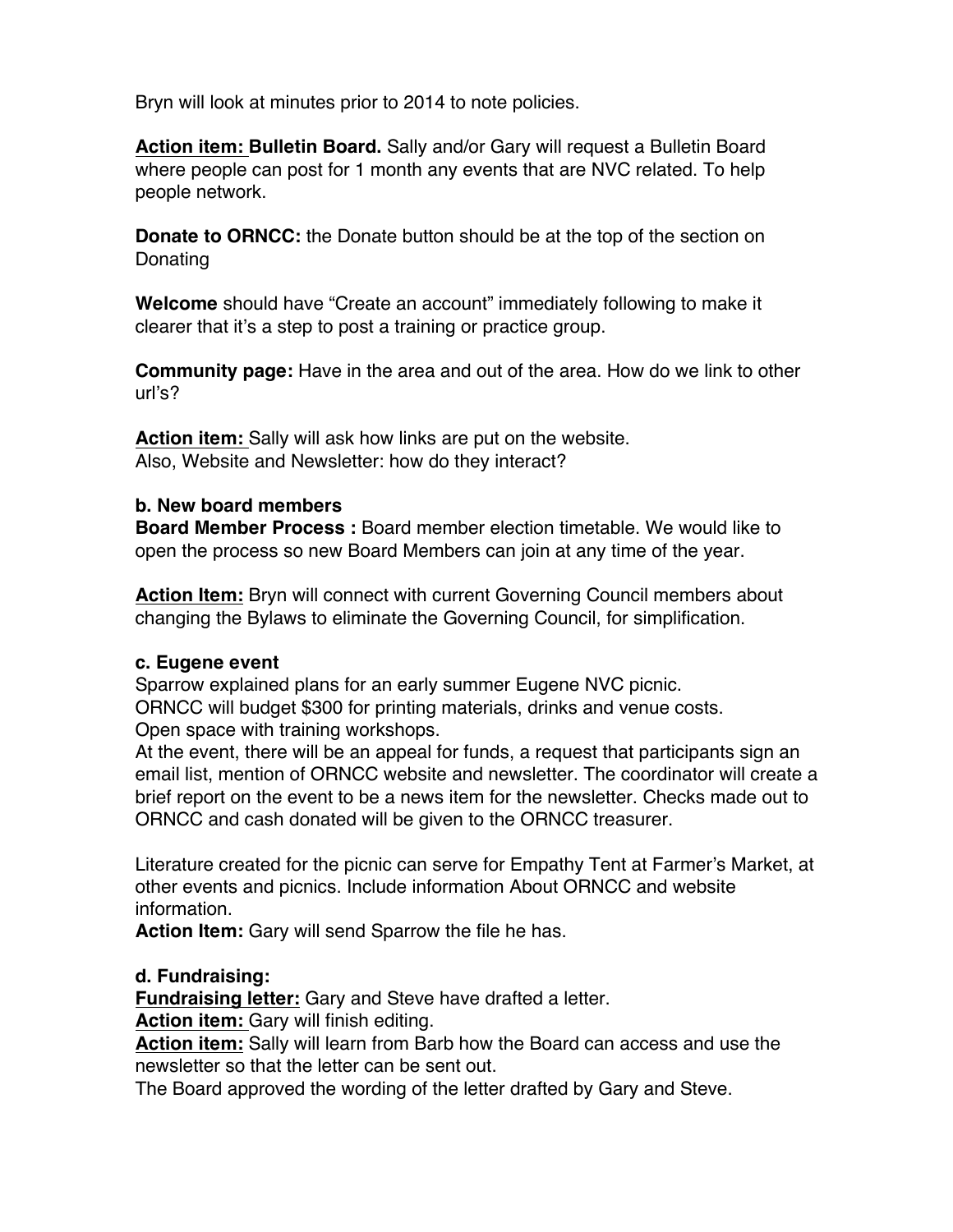Bryn will look at minutes prior to 2014 to note policies.

**Action item: Bulletin Board.** Sally and/or Gary will request a Bulletin Board where people can post for 1 month any events that are NVC related. To help people network.

**Donate to ORNCC:** the Donate button should be at the top of the section on Donating

**Welcome** should have "Create an account" immediately following to make it clearer that it's a step to post a training or practice group.

**Community page:** Have in the area and out of the area. How do we link to other url's?

**Action item:** Sally will ask how links are put on the website.
Also, Website and Newsletter: how do they interact?

**b. New board members**

**Board Member Process :** Board member election timetable. We would like to open the process so new Board Members can join at any time of the year.

**Action Item:** Bryn will connect with current Governing Council members about changing the Bylaws to eliminate the Governing Council, for simplification.

**c. Eugene event**

Sparrow explained plans for an early summer Eugene NVC picnic.
ORNCC will budget $300 for printing materials, drinks and venue costs.
Open space with training workshops.
At the event, there will be an appeal for funds, a request that participants sign an email list, mention of ORNCC website and newsletter. The coordinator will create a brief report on the event to be a news item for the newsletter. Checks made out to ORNCC and cash donated will be given to the ORNCC treasurer.

Literature created for the picnic can serve for Empathy Tent at Farmer's Market, at other events and picnics. Include information About ORNCC and website information.
**Action Item:** Gary will send Sparrow the file he has.

**d. Fundraising:**

**Fundraising letter:** Gary and Steve have drafted a letter.
**Action item:** Gary will finish editing.
**Action item:** Sally will learn from Barb how the Board can access and use the newsletter so that the letter can be sent out.
The Board approved the wording of the letter drafted by Gary and Steve.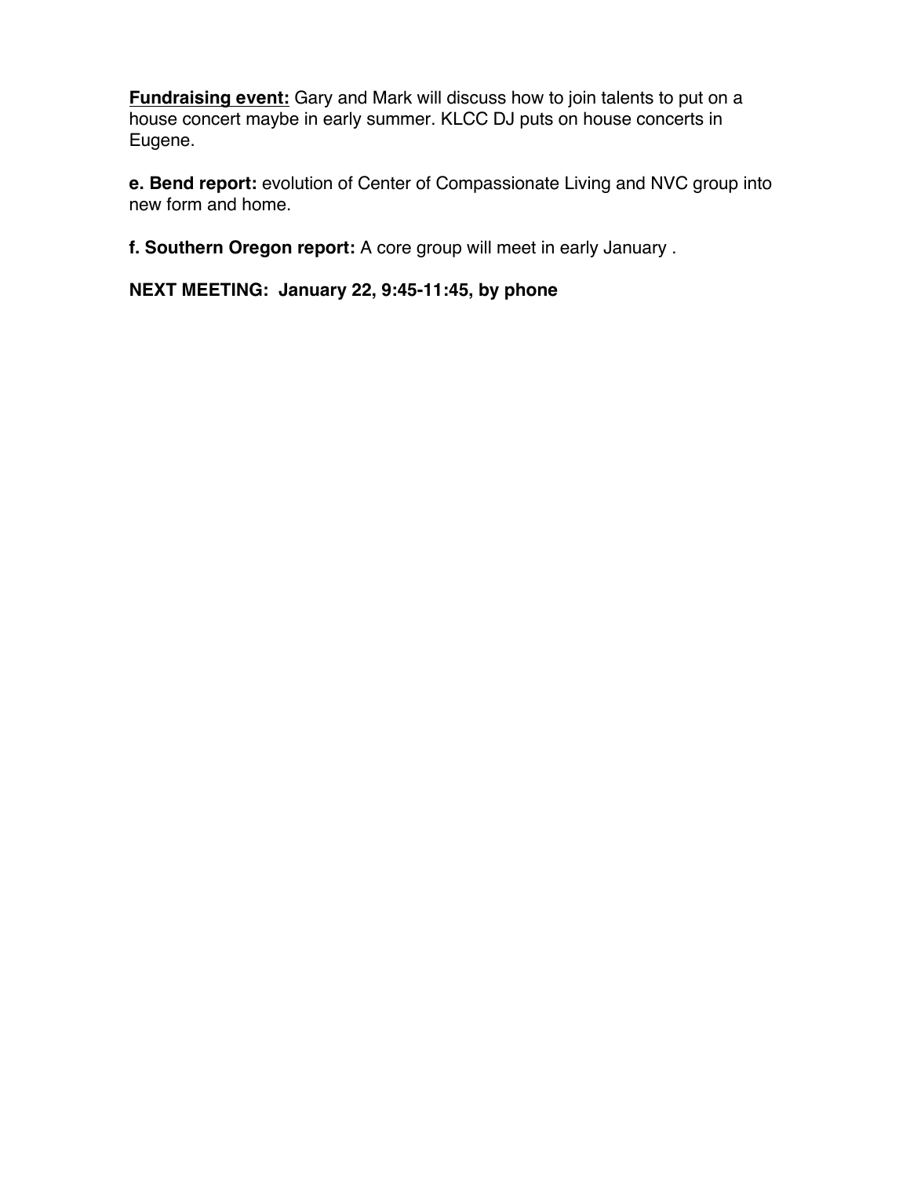**<u>Fundraising event:</u>** Gary and Mark will discuss how to join talents to put on a house concert maybe in early summer. KLCC DJ puts on house concerts in Eugene.

**e. Bend report:** evolution of Center of Compassionate Living and NVC group into new form and home.

**f. Southern Oregon report:** A core group will meet in early January .

**NEXT MEETING: January 22, 9:45-11:45, by phone**